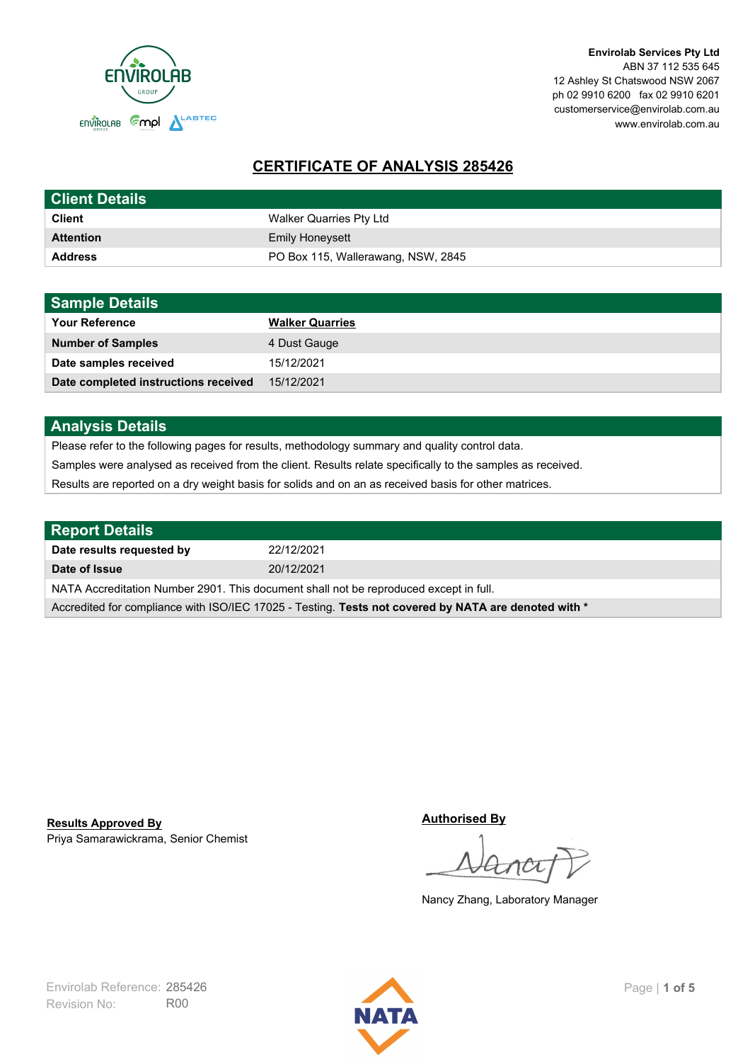**Envirolab Services Pty Ltd**
ABN 37 112 535 645
12 Ashley St Chatswood NSW 2067
ph 02 9910 6200 fax 02 9910 6201
customerservice@envirolab.com.au
www.envirolab.com.au

# CERTIFICATE OF ANALYSIS 285426

| Client Details | |
|---|---|
| **Client** | Walker Quarries Pty Ltd |
| **Attention** | Emily Honeysett |
| **Address** | PO Box 115, Wallerawang, NSW, 2845 |

| Sample Details | |
|---|---|
| **Your Reference** | **Walker Quarries** |
| **Number of Samples** | 4 Dust Gauge |
| **Date samples received** | 15/12/2021 |
| **Date completed instructions received** | 15/12/2021 |

## Analysis Details

Please refer to the following pages for results, methodology summary and quality control data.

Samples were analysed as received from the client. Results relate specifically to the samples as received.

Results are reported on a dry weight basis for solids and on an as received basis for other matrices.

| Report Details | |
|---|---|
| **Date results requested by** | 22/12/2021 |
| **Date of Issue** | 20/12/2021 |

NATA Accreditation Number 2901. This document shall not be reproduced except in full.

Accredited for compliance with ISO/IEC 17025 - Testing. **Tests not covered by NATA are denoted with ***

**Results Approved By**
Priya Samarawickrama, Senior Chemist

**Authorised By**
Nancy Zhang, Laboratory Manager

Envirolab Reference: 285426
Revision No: R00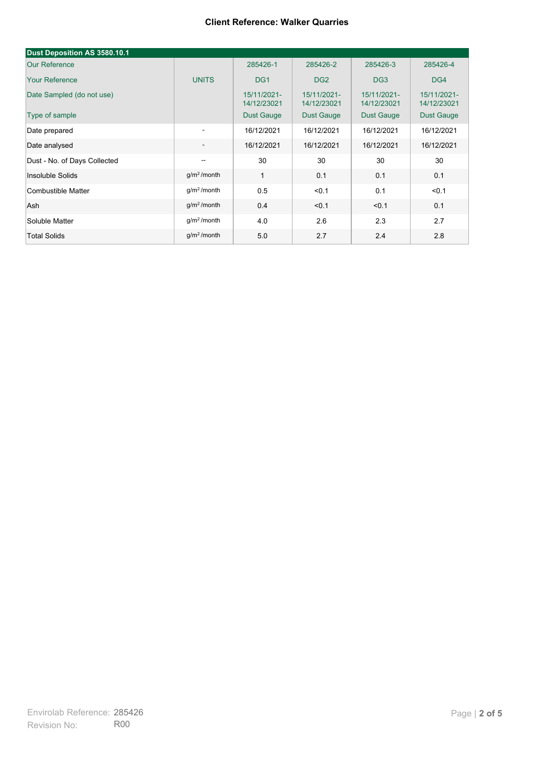**Client Reference: Walker Quarries**

| Dust Deposition AS 3580.10.1 | | | | | |
|---|---|---|---|---|---|
| Our Reference | | 285426-1 | 285426-2 | 285426-3 | 285426-4 |
| Your Reference | UNITS | DG1 | DG2 | DG3 | DG4 |
| Date Sampled (do not use) | | 15/11/2021-14/12/23021 | 15/11/2021-14/12/23021 | 15/11/2021-14/12/23021 | 15/11/2021-14/12/23021 |
| Type of sample | | Dust Gauge | Dust Gauge | Dust Gauge | Dust Gauge |
| Date prepared | - | 16/12/2021 | 16/12/2021 | 16/12/2021 | 16/12/2021 |
| Date analysed | - | 16/12/2021 | 16/12/2021 | 16/12/2021 | 16/12/2021 |
| Dust - No. of Days Collected | -- | 30 | 30 | 30 | 30 |
| Insoluble Solids | $g/m^2$ /month | 1 | 0.1 | 0.1 | 0.1 |
| Combustible Matter | $g/m^2$ /month | 0.5 | <0.1 | 0.1 | <0.1 |
| Ash | $g/m^2$ /month | 0.4 | <0.1 | <0.1 | 0.1 |
| Soluble Matter | $g/m^2$ /month | 4.0 | 2.6 | 2.3 | 2.7 |
| Total Solids | $g/m^2$ /month | 5.0 | 2.7 | 2.4 | 2.8 |

Envirolab Reference: 285426
Revision No: R00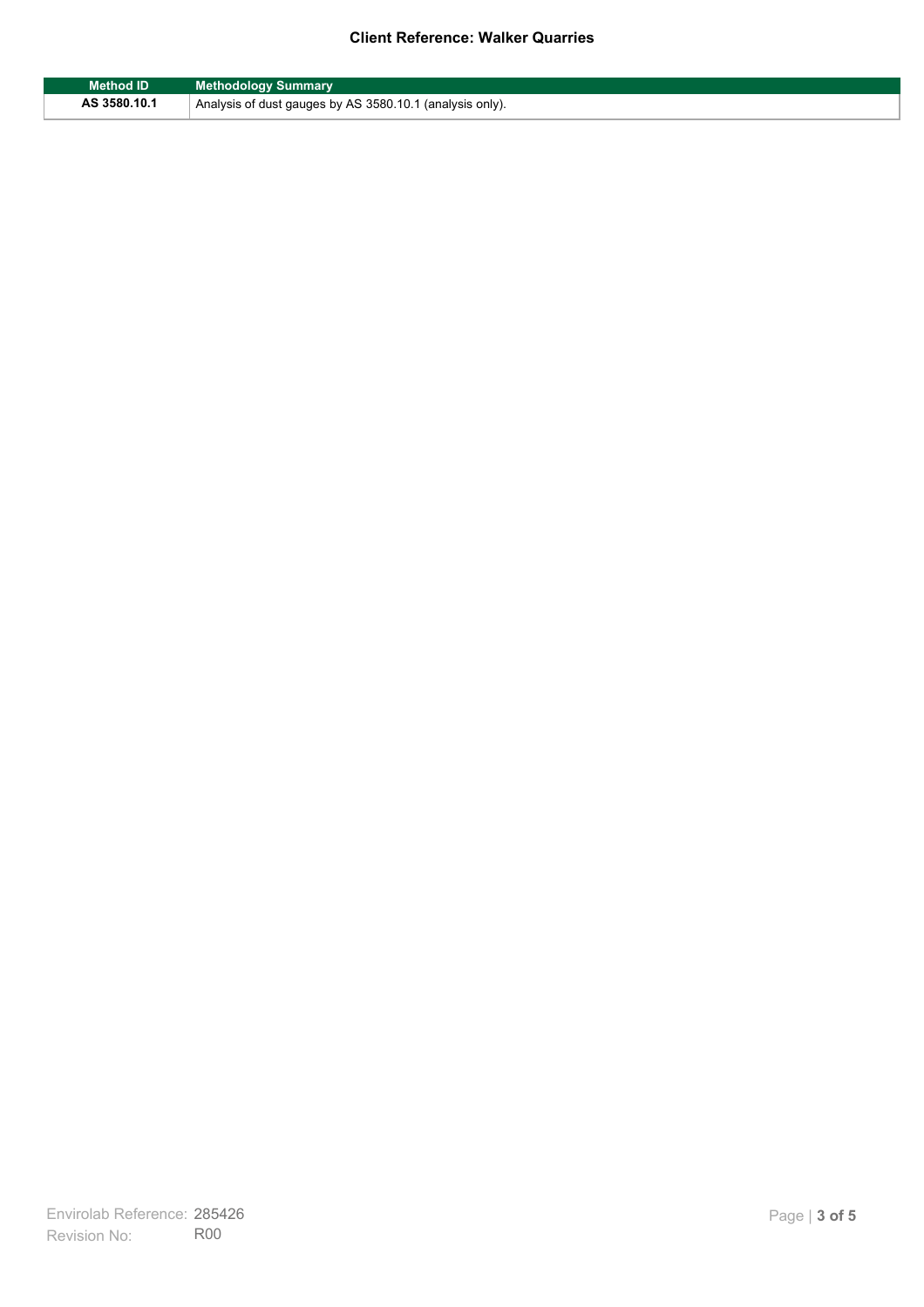**Client Reference: Walker Quarries**

| Method ID | Methodology Summary |
| --- | --- |
| AS 3580.10.1 | Analysis of dust gauges by AS 3580.10.1 (analysis only). |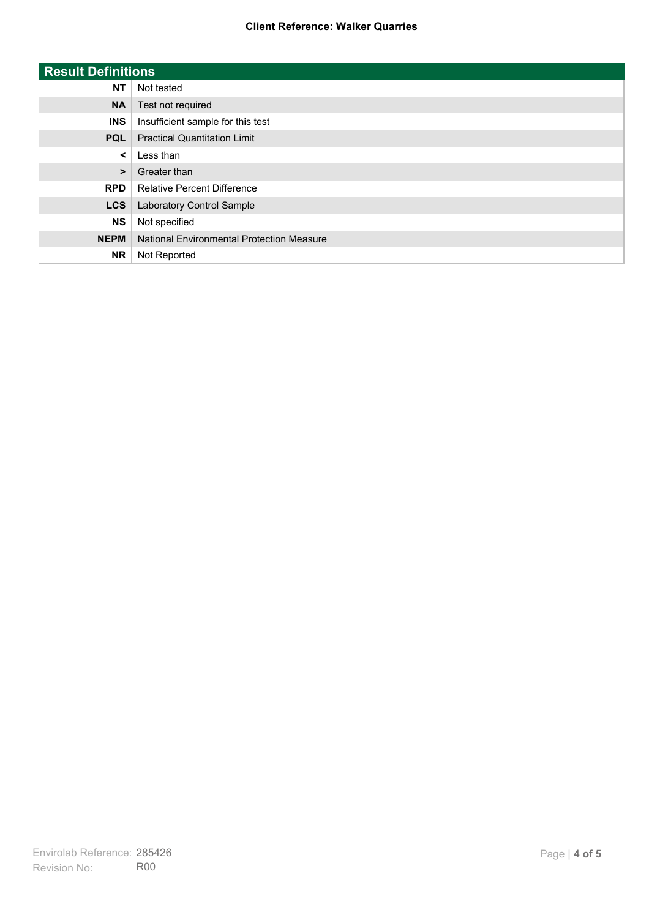| Result Definitions | |
|---|---|
| **NT** | Not tested |
| **NA** | Test not required |
| **INS** | Insufficient sample for this test |
| **PQL** | Practical Quantitation Limit |
| **<** | Less than |
| **>** | Greater than |
| **RPD** | Relative Percent Difference |
| **LCS** | Laboratory Control Sample |
| **NS** | Not specified |
| **NEPM** | National Environmental Protection Measure |
| **NR** | Not Reported |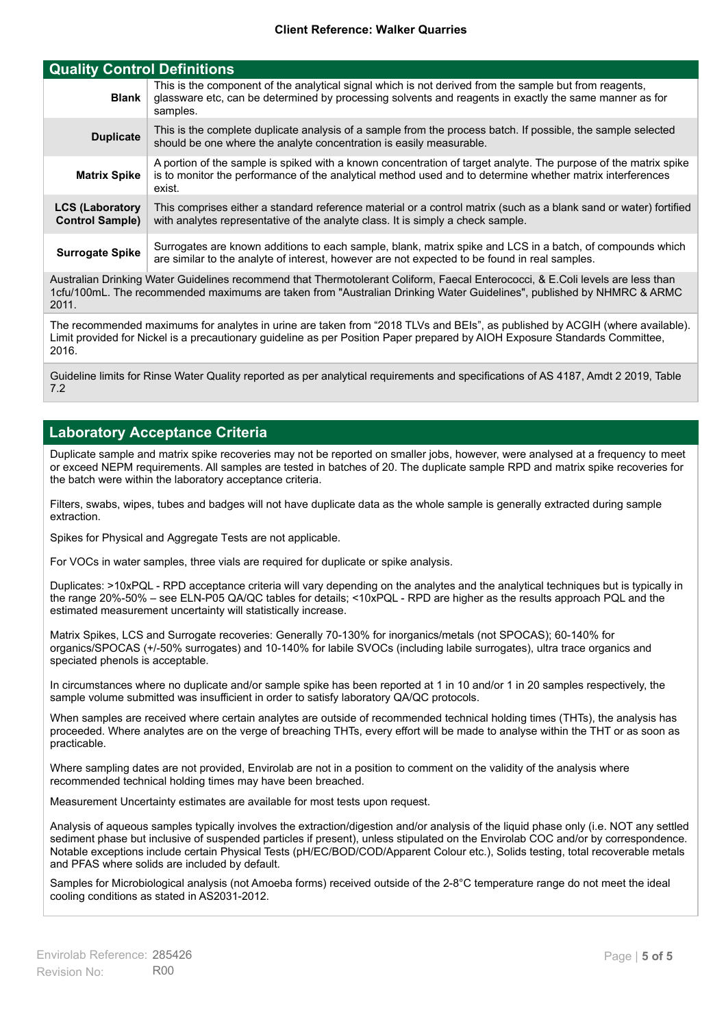## Quality Control Definitions

| | |
|---|---|
| **Blank** | This is the component of the analytical signal which is not derived from the sample but from reagents, glassware etc, can be determined by processing solvents and reagents in exactly the same manner as for samples. |
| **Duplicate** | This is the complete duplicate analysis of a sample from the process batch. If possible, the sample selected should be one where the analyte concentration is easily measurable. |
| **Matrix Spike** | A portion of the sample is spiked with a known concentration of target analyte. The purpose of the matrix spike is to monitor the performance of the analytical method used and to determine whether matrix interferences exist. |
| **LCS (Laboratory Control Sample)** | This comprises either a standard reference material or a control matrix (such as a blank sand or water) fortified with analytes representative of the analyte class. It is simply a check sample. |
| **Surrogate Spike** | Surrogates are known additions to each sample, blank, matrix spike and LCS in a batch, of compounds which are similar to the analyte of interest, however are not expected to be found in real samples. |

Australian Drinking Water Guidelines recommend that Thermotolerant Coliform, Faecal Enterococci, & E.Coli levels are less than 1cfu/100mL. The recommended maximums are taken from "Australian Drinking Water Guidelines", published by NHMRC & ARMC 2011.

The recommended maximums for analytes in urine are taken from “2018 TLVs and BEIs”, as published by ACGIH (where available). Limit provided for Nickel is a precautionary guideline as per Position Paper prepared by AIOH Exposure Standards Committee, 2016.

Guideline limits for Rinse Water Quality reported as per analytical requirements and specifications of AS 4187, Amdt 2 2019, Table 7.2

## Laboratory Acceptance Criteria

Duplicate sample and matrix spike recoveries may not be reported on smaller jobs, however, were analysed at a frequency to meet or exceed NEPM requirements. All samples are tested in batches of 20. The duplicate sample RPD and matrix spike recoveries for the batch were within the laboratory acceptance criteria.

Filters, swabs, wipes, tubes and badges will not have duplicate data as the whole sample is generally extracted during sample extraction.

Spikes for Physical and Aggregate Tests are not applicable.

For VOCs in water samples, three vials are required for duplicate or spike analysis.

Duplicates: >10xPQL - RPD acceptance criteria will vary depending on the analytes and the analytical techniques but is typically in the range 20%-50% – see ELN-P05 QA/QC tables for details; <10xPQL - RPD are higher as the results approach PQL and the estimated measurement uncertainty will statistically increase.

Matrix Spikes, LCS and Surrogate recoveries: Generally 70-130% for inorganics/metals (not SPOCAS); 60-140% for organics/SPOCAS (+/-50% surrogates) and 10-140% for labile SVOCs (including labile surrogates), ultra trace organics and speciated phenols is acceptable.

In circumstances where no duplicate and/or sample spike has been reported at 1 in 10 and/or 1 in 20 samples respectively, the sample volume submitted was insufficient in order to satisfy laboratory QA/QC protocols.

When samples are received where certain analytes are outside of recommended technical holding times (THTs), the analysis has proceeded. Where analytes are on the verge of breaching THTs, every effort will be made to analyse within the THT or as soon as practicable.

Where sampling dates are not provided, Envirolab are not in a position to comment on the validity of the analysis where recommended technical holding times may have been breached.

Measurement Uncertainty estimates are available for most tests upon request.

Analysis of aqueous samples typically involves the extraction/digestion and/or analysis of the liquid phase only (i.e. NOT any settled sediment phase but inclusive of suspended particles if present), unless stipulated on the Envirolab COC and/or by correspondence. Notable exceptions include certain Physical Tests (pH/EC/BOD/COD/Apparent Colour etc.), Solids testing, total recoverable metals and PFAS where solids are included by default.

Samples for Microbiological analysis (not Amoeba forms) received outside of the 2-8°C temperature range do not meet the ideal cooling conditions as stated in AS2031-2012.